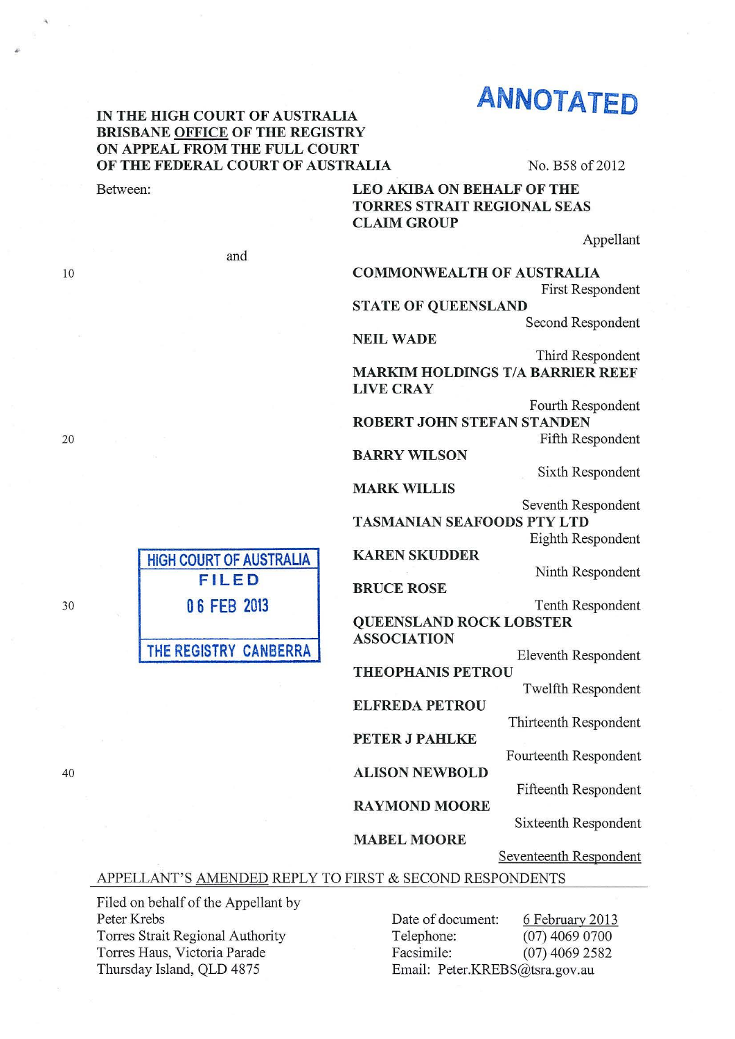**ANNOTATED**

**IN THE HIGH COURT OF AUSTRALIA**
**BRISBANE OFFICE OF THE REGISTRY**
**ON APPEAL FROM THE FULL COURT**
**OF THE FEDERAL COURT OF AUSTRALIA**

No. B58 of 2012

Between:

**LEO AKIBA ON BEHALF OF THE TORRES STRAIT REGIONAL SEAS CLAIM GROUP**
Appellant

and

**COMMONWEALTH OF AUSTRALIA**
First Respondent

**STATE OF QUEENSLAND**
Second Respondent

**NEIL WADE**
Third Respondent

**MARKIM HOLDINGS T/A BARRIER REEF LIVE CRAY**
Fourth Respondent

**ROBERT JOHN STEFAN STANDEN**
Fifth Respondent

**BARRY WILSON**
Sixth Respondent

**MARK WILLIS**
Seventh Respondent

**TASMANIAN SEAFOODS PTY LTD**
Eighth Respondent

**KAREN SKUDDER**
Ninth Respondent

**BRUCE ROSE**
Tenth Respondent

**QUEENSLAND ROCK LOBSTER ASSOCIATION**
Eleventh Respondent

**THEOPHANIS PETROU**
Twelfth Respondent

**ELFREDA PETROU**
Thirteenth Respondent

**PETER J PAHLKE**
Fourteenth Respondent

**ALISON NEWBOLD**
Fifteenth Respondent

**RAYMOND MOORE**
Sixteenth Respondent

**MABEL MOORE**
Seventeenth Respondent

HIGH COURT OF AUSTRALIA
FILED
06 FEB 2013
THE REGISTRY CANBERRA

APPELLANT'S AMENDED REPLY TO FIRST & SECOND RESPONDENTS

Filed on behalf of the Appellant by
Peter Krebs
Torres Strait Regional Authority
Torres Haus, Victoria Parade
Thursday Island, QLD 4875

Date of document: 6 February 2013
Telephone: (07) 4069 0700
Facsimile: (07) 4069 2582
Email: Peter.KREBS@tsra.gov.au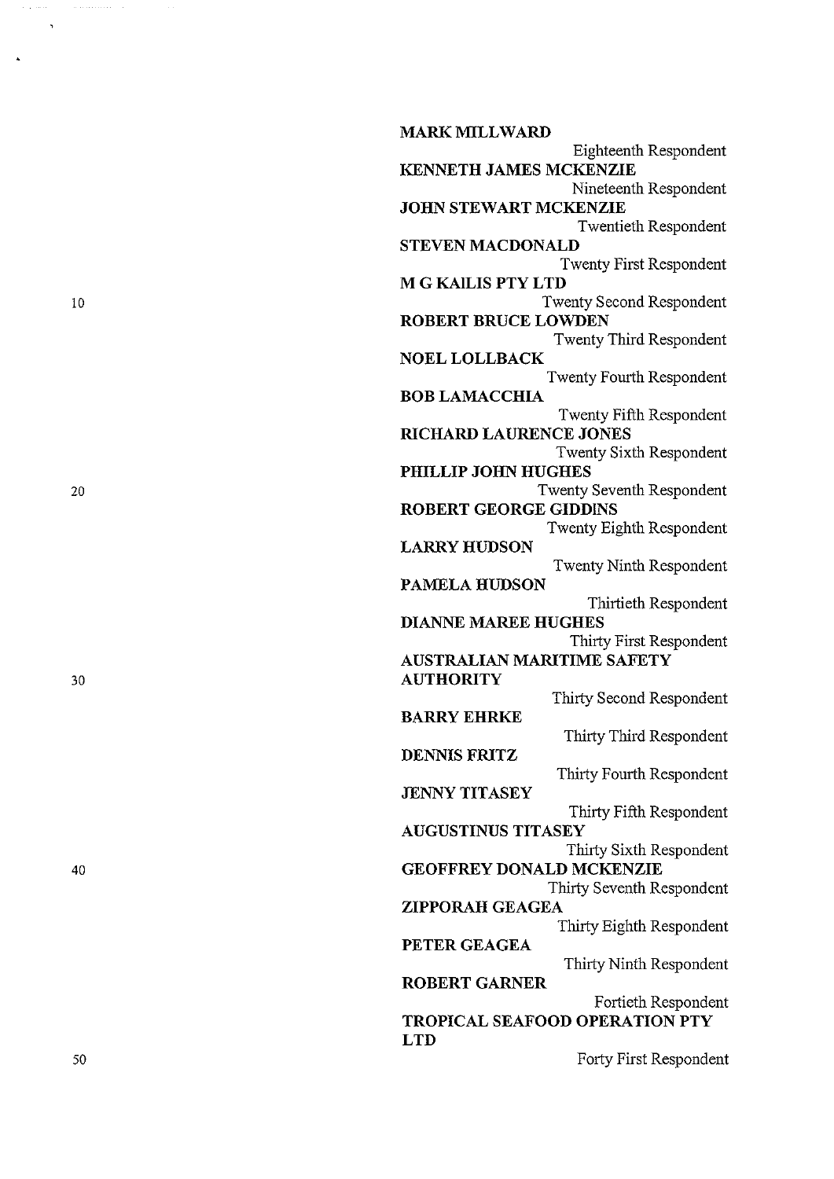**MARK MILLWARD**

Eighteenth Respondent

**KENNETH JAMES MCKENZIE**

Nineteenth Respondent

**JOHN STEWART MCKENZIE**

Twentieth Respondent

**STEVEN MACDONALD**

Twenty First Respondent

**M G KAILIS PTY LTD**

Twenty Second Respondent

**ROBERT BRUCE LOWDEN**

Twenty Third Respondent

**NOEL LOLLBACK**

Twenty Fourth Respondent

**BOB LAMACCHIA**

Twenty Fifth Respondent

**RICHARD LAURENCE JONES**

Twenty Sixth Respondent

**PHILLIP JOHN HUGHES**

Twenty Seventh Respondent

**ROBERT GEORGE GIDDINS**

Twenty Eighth Respondent

**LARRY HUDSON**

Twenty Ninth Respondent

**PAMELA HUDSON**

Thirtieth Respondent

**DIANNE MAREE HUGHES**

Thirty First Respondent

**AUSTRALIAN MARITIME SAFETY AUTHORITY**

Thirty Second Respondent

**BARRY EHRKE**

Thirty Third Respondent

**DENNIS FRITZ**

Thirty Fourth Respondent

**JENNY TITASEY**

Thirty Fifth Respondent

**AUGUSTINUS TITASEY**

Thirty Sixth Respondent

**GEOFFREY DONALD MCKENZIE**

Thirty Seventh Respondent

**ZIPPORAH GEAGEA**

Thirty Eighth Respondent

**PETER GEAGEA**

Thirty Ninth Respondent

**ROBERT GARNER**

Fortieth Respondent

**TROPICAL SEAFOOD OPERATION PTY LTD**

Forty First Respondent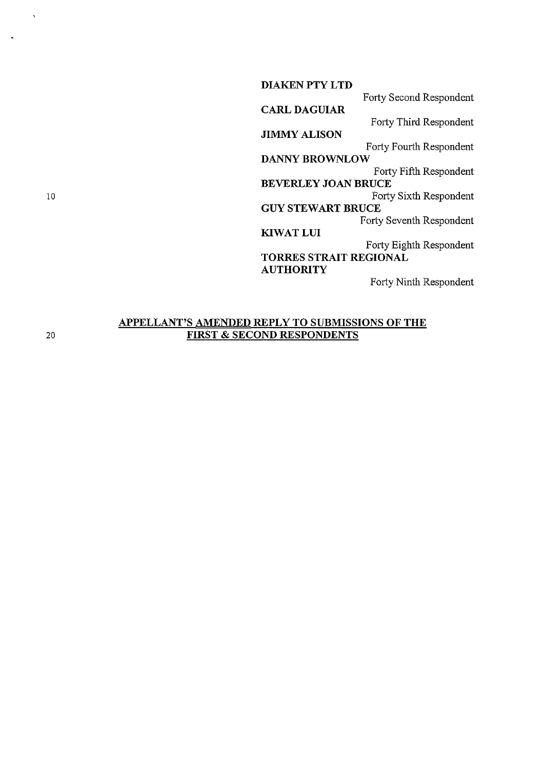**DIAKEN PTY LTD**
Forty Second Respondent

**CARL DAGUIAR**
Forty Third Respondent

**JIMMY ALISON**
Forty Fourth Respondent

**DANNY BROWNLOW**
Forty Fifth Respondent

**BEVERLEY JOAN BRUCE**
Forty Sixth Respondent

**GUY STEWART BRUCE**
Forty Seventh Respondent

**KIWAT LUI**
Forty Eighth Respondent

**TORRES STRAIT REGIONAL AUTHORITY**
Forty Ninth Respondent

## APPELLANT'S AMENDED REPLY TO SUBMISSIONS OF THE FIRST & SECOND RESPONDENTS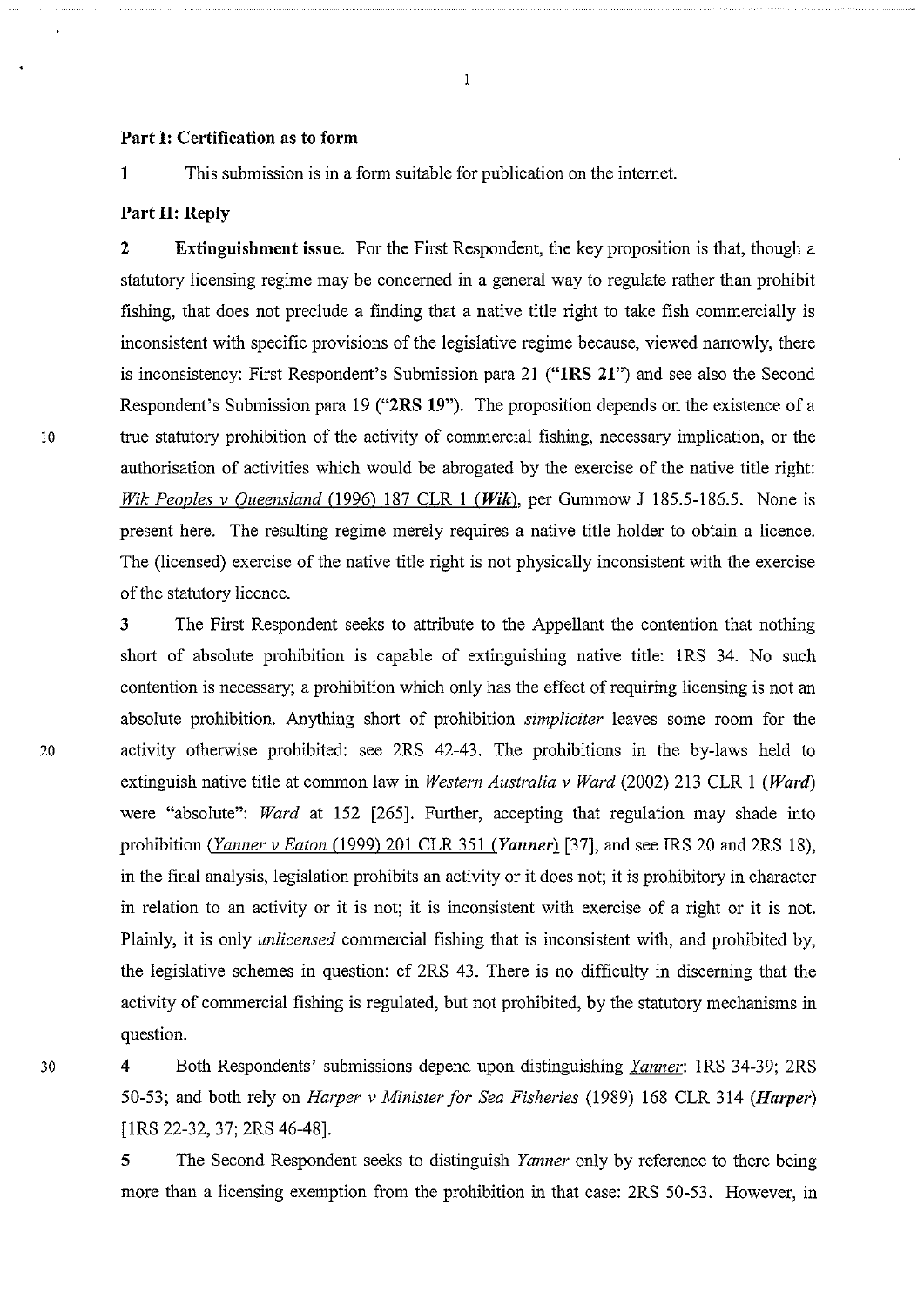## Part I: Certification as to form

**1** This submission is in a form suitable for publication on the internet.

## Part II: Reply

**2** **Extinguishment issue.** For the First Respondent, the key proposition is that, though a statutory licensing regime may be concerned in a general way to regulate rather than prohibit fishing, that does not preclude a finding that a native title right to take fish commercially is inconsistent with specific provisions of the legislative regime because, viewed narrowly, there is inconsistency: First Respondent's Submission para 21 ("**1RS 21**") and see also the Second Respondent's Submission para 19 ("**2RS 19**"). The proposition depends on the existence of a true statutory prohibition of the activity of commercial fishing, necessary implication, or the authorisation of activities which would be abrogated by the exercise of the native title right: *Wik Peoples v Queensland* (1996) 187 CLR 1 (***Wik***), per Gummow J 185.5-186.5. None is present here. The resulting regime merely requires a native title holder to obtain a licence. The (licensed) exercise of the native title right is not physically inconsistent with the exercise of the statutory licence.

**3** The First Respondent seeks to attribute to the Appellant the contention that nothing short of absolute prohibition is capable of extinguishing native title: 1RS 34. No such contention is necessary; a prohibition which only has the effect of requiring licensing is not an absolute prohibition. Anything short of prohibition *simpliciter* leaves some room for the activity otherwise prohibited: see 2RS 42-43. The prohibitions in the by-laws held to extinguish native title at common law in *Western Australia v Ward* (2002) 213 CLR 1 (***Ward***) were "absolute": *Ward* at 152 [265]. Further, accepting that regulation may shade into prohibition (*Yanner v Eaton* (1999) 201 CLR 351 (***Yanner***) [37], and see IRS 20 and 2RS 18), in the final analysis, legislation prohibits an activity or it does not; it is prohibitory in character in relation to an activity or it is not; it is inconsistent with exercise of a right or it is not. Plainly, it is only *unlicensed* commercial fishing that is inconsistent with, and prohibited by, the legislative schemes in question: cf 2RS 43. There is no difficulty in discerning that the activity of commercial fishing is regulated, but not prohibited, by the statutory mechanisms in question.

**4** Both Respondents' submissions depend upon distinguishing *Yanner*: 1RS 34-39; 2RS 50-53; and both rely on *Harper v Minister for Sea Fisheries* (1989) 168 CLR 314 (***Harper***) [1RS 22-32, 37; 2RS 46-48].

**5** The Second Respondent seeks to distinguish *Yanner* only by reference to there being more than a licensing exemption from the prohibition in that case: 2RS 50-53. However, in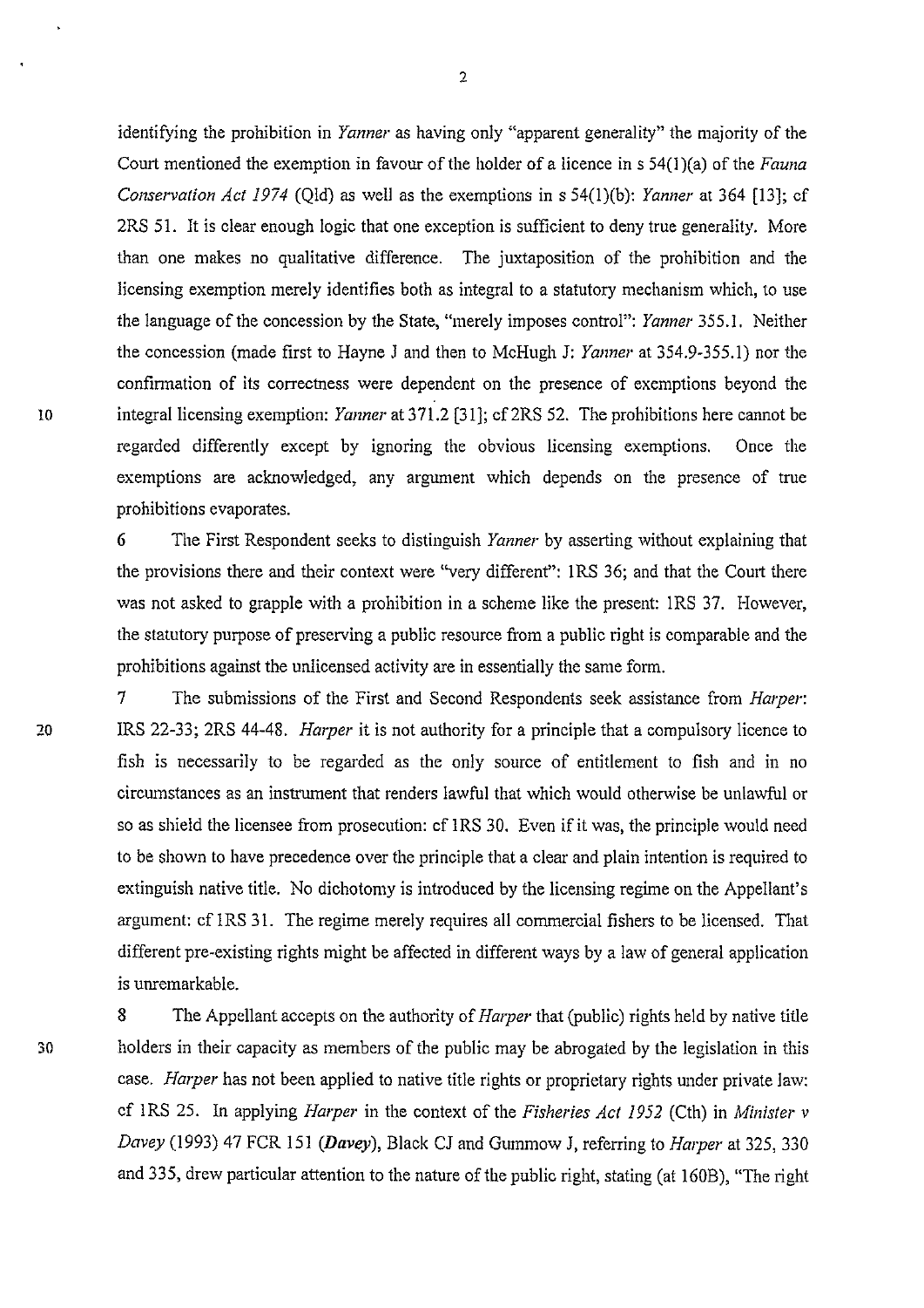identifying the prohibition in *Yanner* as having only "apparent generality" the majority of the Court mentioned the exemption in favour of the holder of a licence in s 54(1)(a) of the *Fauna Conservation Act 1974* (Qld) as well as the exemptions in s 54(1)(b): *Yanner* at 364 [13]; cf 2RS 51. It is clear enough logic that one exception is sufficient to deny true generality. More than one makes no qualitative difference. The juxtaposition of the prohibition and the licensing exemption merely identifies both as integral to a statutory mechanism which, to use the language of the concession by the State, "merely imposes control": *Yanner* 355.1. Neither the concession (made first to Hayne J and then to McHugh J: *Yanner* at 354.9-355.1) nor the confirmation of its correctness were dependent on the presence of exemptions beyond the integral licensing exemption: *Yanner* at 371.2 [31]; cf 2RS 52. The prohibitions here cannot be regarded differently except by ignoring the obvious licensing exemptions. Once the exemptions are acknowledged, any argument which depends on the presence of true prohibitions evaporates.

6 The First Respondent seeks to distinguish *Yanner* by asserting without explaining that the provisions there and their context were "very different": 1RS 36; and that the Court there was not asked to grapple with a prohibition in a scheme like the present: 1RS 37. However, the statutory purpose of preserving a public resource from a public right is comparable and the prohibitions against the unlicensed activity are in essentially the same form.

7 The submissions of the First and Second Respondents seek assistance from *Harper*: 1RS 22-33; 2RS 44-48. *Harper* it is not authority for a principle that a compulsory licence to fish is necessarily to be regarded as the only source of entitlement to fish and in no circumstances as an instrument that renders lawful that which would otherwise be unlawful or so as shield the licensee from prosecution: cf 1RS 30. Even if it was, the principle would need to be shown to have precedence over the principle that a clear and plain intention is required to extinguish native title. No dichotomy is introduced by the licensing regime on the Appellant's argument: cf 1RS 31. The regime merely requires all commercial fishers to be licensed. That different pre-existing rights might be affected in different ways by a law of general application is unremarkable.

8 The Appellant accepts on the authority of *Harper* that (public) rights held by native title holders in their capacity as members of the public may be abrogated by the legislation in this case. *Harper* has not been applied to native title rights or proprietary rights under private law: cf 1RS 25. In applying *Harper* in the context of the *Fisheries Act 1952* (Cth) in *Minister v Davey* (1993) 47 FCR 151 (***Davey***), Black CJ and Gummow J, referring to *Harper* at 325, 330 and 335, drew particular attention to the nature of the public right, stating (at 160B), "The right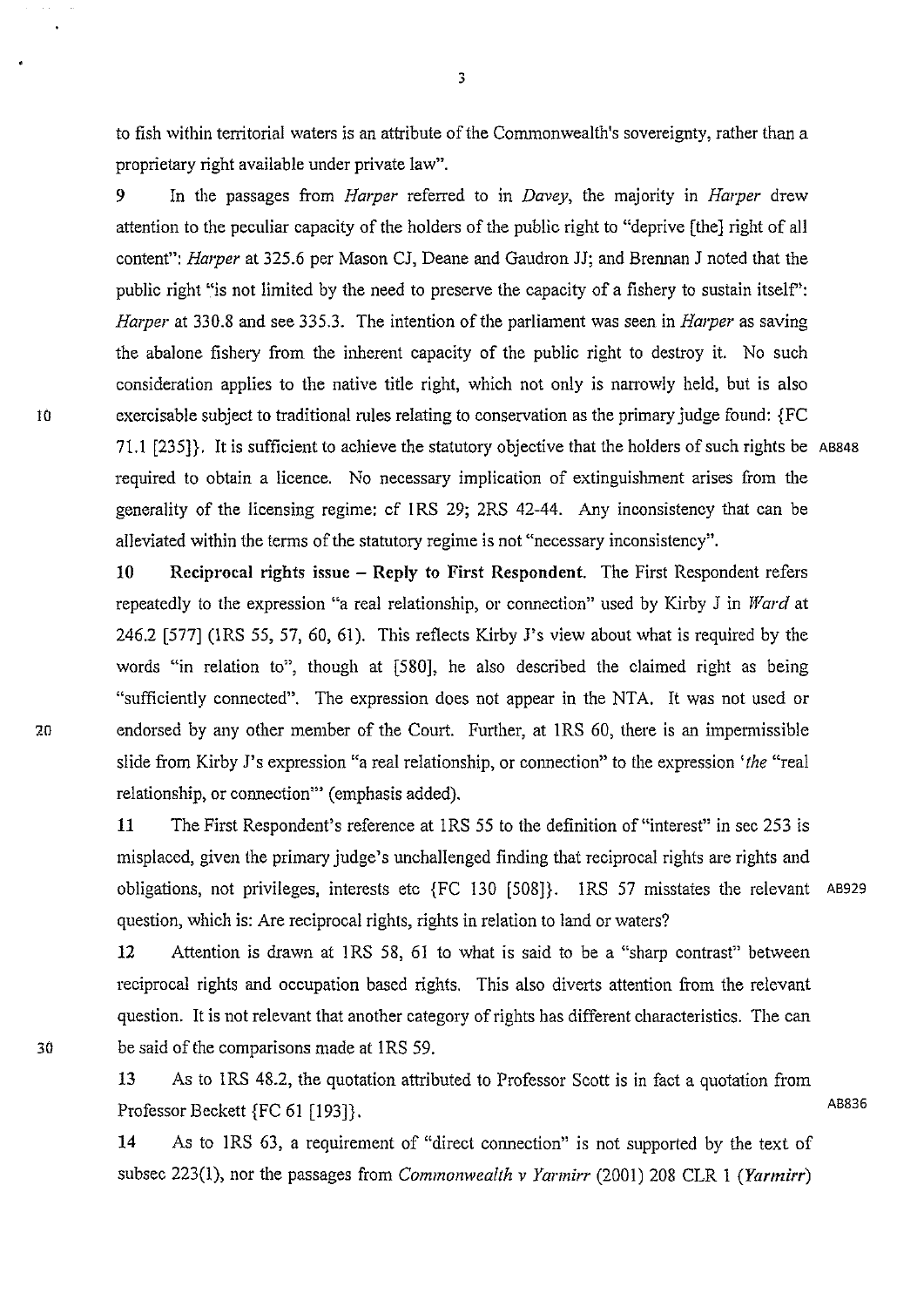to fish within territorial waters is an attribute of the Commonwealth's sovereignty, rather than a proprietary right available under private law".

9 In the passages from *Harper* referred to in *Davey*, the majority in *Harper* drew attention to the peculiar capacity of the holders of the public right to "deprive [the] right of all content": *Harper* at 325.6 per Mason CJ, Deane and Gaudron JJ; and Brennan J noted that the public right "is not limited by the need to preserve the capacity of a fishery to sustain itself": *Harper* at 330.8 and see 335.3. The intention of the parliament was seen in *Harper* as saving the abalone fishery from the inherent capacity of the public right to destroy it. No such consideration applies to the native title right, which not only is narrowly held, but is also exercisable subject to traditional rules relating to conservation as the primary judge found: {FC 71.1 [235]}. It is sufficient to achieve the statutory objective that the holders of such rights be required to obtain a licence. No necessary implication of extinguishment arises from the generality of the licensing regime: cf 1RS 29; 2RS 42-44. Any inconsistency that can be alleviated within the terms of the statutory regime is not "necessary inconsistency". AB848

10 **Reciprocal rights issue – Reply to First Respondent.** The First Respondent refers repeatedly to the expression "a real relationship, or connection" used by Kirby J in *Ward* at 246.2 [577] (1RS 55, 57, 60, 61). This reflects Kirby J's view about what is required by the words "in relation to", though at [580], he also described the claimed right as being "sufficiently connected". The expression does not appear in the NTA. It was not used or endorsed by any other member of the Court. Further, at 1RS 60, there is an impermissible slide from Kirby J's expression "a real relationship, or connection" to the expression '*the* "real relationship, or connection"' (emphasis added).

11 The First Respondent's reference at 1RS 55 to the definition of "interest" in sec 253 is misplaced, given the primary judge's unchallenged finding that reciprocal rights are rights and obligations, not privileges, interests etc {FC 130 [508]}. 1RS 57 misstates the relevant question, which is: Are reciprocal rights, rights in relation to land or waters? AB929

12 Attention is drawn at 1RS 58, 61 to what is said to be a "sharp contrast" between reciprocal rights and occupation based rights. This also diverts attention from the relevant question. It is not relevant that another category of rights has different characteristics. The can be said of the comparisons made at 1RS 59.

13 As to 1RS 48.2, the quotation attributed to Professor Scott is in fact a quotation from Professor Beckett {FC 61 [193]}. AB836

14 As to 1RS 63, a requirement of "direct connection" is not supported by the text of subsec 223(1), nor the passages from *Commonwealth v Yarmirr* (2001) 208 CLR 1 (*Yarmirr*)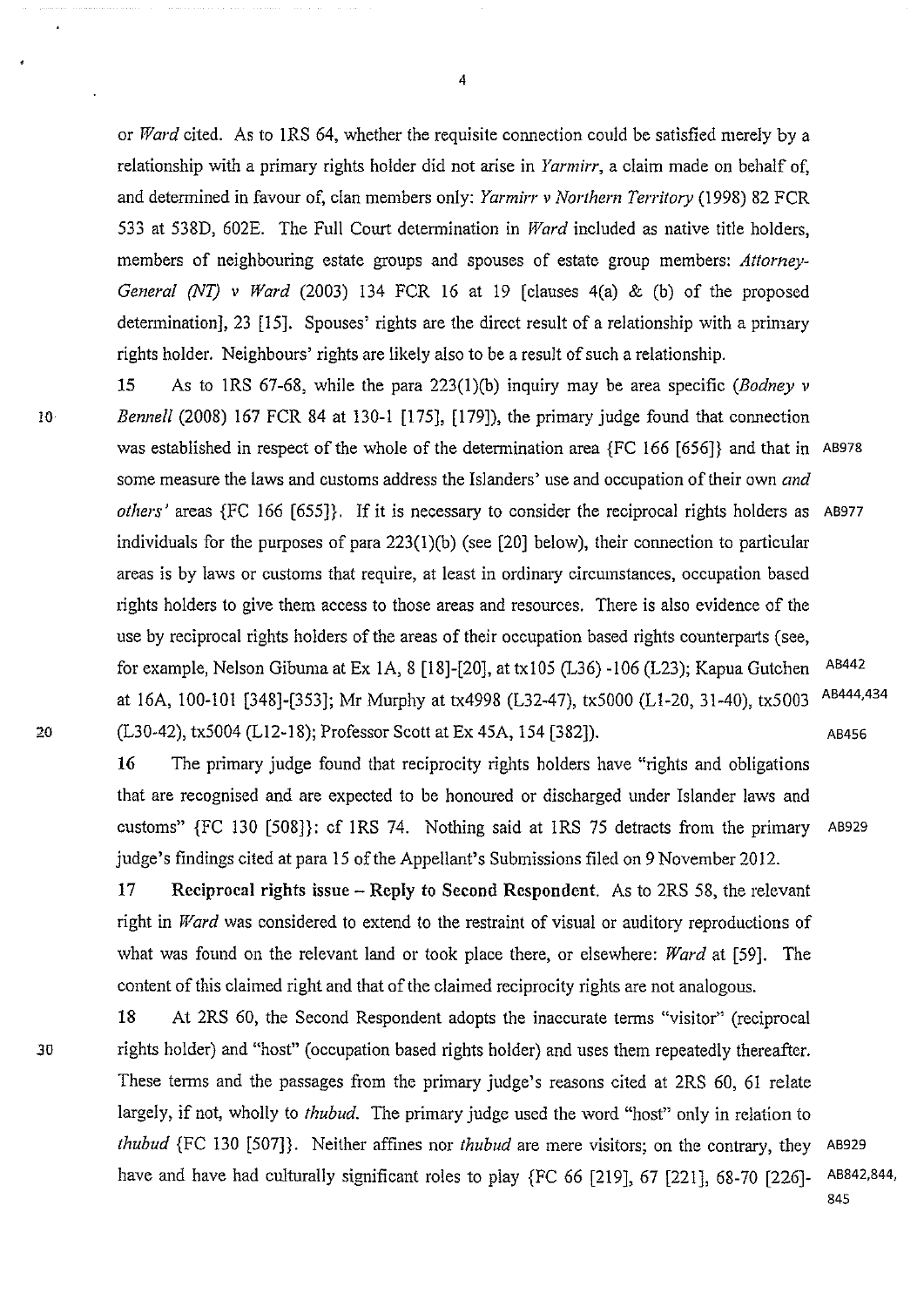or *Ward* cited. As to 1RS 64, whether the requisite connection could be satisfied merely by a relationship with a primary rights holder did not arise in *Yarmirr*, a claim made on behalf of, and determined in favour of, clan members only: *Yarmirr v Northern Territory* (1998) 82 FCR 533 at 538D, 602E. The Full Court determination in *Ward* included as native title holders, members of neighbouring estate groups and spouses of estate group members: *Attorney-General (NT) v Ward* (2003) 134 FCR 16 at 19 [clauses 4(a) & (b) of the proposed determination], 23 [15]. Spouses' rights are the direct result of a relationship with a primary rights holder. Neighbours' rights are likely also to be a result of such a relationship.

15 As to 1RS 67-68, while the para 223(1)(b) inquiry may be area specific (*Bodney v Bennell* (2008) 167 FCR 84 at 130-1 [175], [179]), the primary judge found that connection was established in respect of the whole of the determination area {FC 166 [656]} and that in some measure the laws and customs address the Islanders' use and occupation of their own *and others'* areas {FC 166 [655]}. If it is necessary to consider the reciprocal rights holders as individuals for the purposes of para 223(1)(b) (see [20] below), their connection to particular areas is by laws or customs that require, at least in ordinary circumstances, occupation based rights holders to give them access to those areas and resources. There is also evidence of the use by reciprocal rights holders of the areas of their occupation based rights counterparts (see, for example, Nelson Gibuma at Ex 1A, 8 [18]-[20], at tx105 (L36) -106 (L23); Kapua Gutchen at 16A, 100-101 [348]-[353]; Mr Murphy at tx4998 (L32-47), tx5000 (L1-20, 31-40), tx5003 (L30-42), tx5004 (L12-18); Professor Scott at Ex 45A, 154 [382]).

AB978 AB977 AB442 AB444,434 AB456

16 The primary judge found that reciprocity rights holders have "rights and obligations that are recognised and are expected to be honoured or discharged under Islander laws and customs" {FC 130 [508]}: cf 1RS 74. Nothing said at 1RS 75 detracts from the primary judge's findings cited at para 15 of the Appellant's Submissions filed on 9 November 2012.

AB929

17 **Reciprocal rights issue – Reply to Second Respondent.** As to 2RS 58, the relevant right in *Ward* was considered to extend to the restraint of visual or auditory reproductions of what was found on the relevant land or took place there, or elsewhere: *Ward* at [59]. The content of this claimed right and that of the claimed reciprocity rights are not analogous.

18 At 2RS 60, the Second Respondent adopts the inaccurate terms "visitor" (reciprocal rights holder) and "host" (occupation based rights holder) and uses them repeatedly thereafter. These terms and the passages from the primary judge's reasons cited at 2RS 60, 61 relate largely, if not, wholly to *thubud*. The primary judge used the word "host" only in relation to *thubud* {FC 130 [507]}. Neither affines nor *thubud* are mere visitors; on the contrary, they have and have had culturally significant roles to play {FC 66 [219], 67 [221], 68-70 [226]-

AB929 AB842,844, 845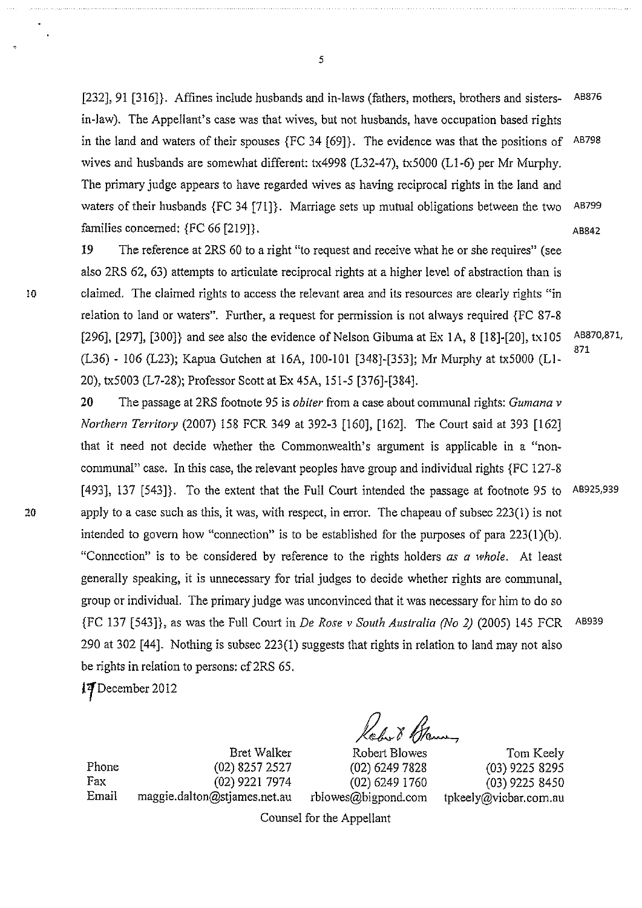[232], 91 [316]}. Affines include husbands and in-laws (fathers, mothers, brothers and sisters-in-law). The Appellant's case was that wives, but not husbands, have occupation based rights in the land and waters of their spouses {FC 34 [69]}. The evidence was that the positions of wives and husbands are somewhat different: tx4998 (L32-47), tx5000 (L1-6) per Mr Murphy. The primary judge appears to have regarded wives as having reciprocal rights in the land and waters of their husbands {FC 34 [71]}. Marriage sets up mutual obligations between the two families concerned: {FC 66 [219]}.

AB876 AB798 AB799 AB842

**19** The reference at 2RS 60 to a right "to request and receive what he or she requires" (see also 2RS 62, 63) attempts to articulate reciprocal rights at a higher level of abstraction than is claimed. The claimed rights to access the relevant area and its resources are clearly rights "in relation to land or waters". Further, a request for permission is not always required {FC 87-8 [296], [297], [300]} and see also the evidence of Nelson Gibuma at Ex 1A, 8 [18]-[20], tx105 (L36) - 106 (L23); Kapua Gutchen at 16A, 100-101 [348]-[353]; Mr Murphy at tx5000 (L1-20), tx5003 (L7-28); Professor Scott at Ex 45A, 151-5 [376]-[384].

AB870,871, 871

**20** The passage at 2RS footnote 95 is *obiter* from a case about communal rights: *Gumana v Northern Territory* (2007) 158 FCR 349 at 392-3 [160], [162]. The Court said at 393 [162] that it need not decide whether the Commonwealth's argument is applicable in a "non-communal" case. In this case, the relevant peoples have group and individual rights {FC 127-8 [493], 137 [543]}. To the extent that the Full Court intended the passage at footnote 95 to apply to a case such as this, it was, with respect, in error. The chapeau of subsec 223(1) is not intended to govern how "connection" is to be established for the purposes of para 223(1)(b). "Connection" is to be considered by reference to the rights holders *as a whole*. At least generally speaking, it is unnecessary for trial judges to decide whether rights are communal, group or individual. The primary judge was unconvinced that it was necessary for him to do so {FC 137 [543]}, as was the Full Court in *De Rose v South Australia (No 2)* (2005) 145 FCR 290 at 302 [44]. Nothing is subsec 223(1) suggests that rights in relation to land may not also be rights in relation to persons: cf 2RS 65.

AB925,939 AB939

17 December 2012

| | Bret Walker | Robert Blowes | Tom Keely |
|---|---|---|---|
| Phone | (02) 8257 2527 | (02) 6249 7828 | (03) 9225 8295 |
| Fax | (02) 9221 7974 | (02) 6249 1760 | (03) 9225 8450 |
| Email | maggie.dalton@stjames.net.au | rblowes@bigpond.com | tpkeely@vicbar.com.au |

Counsel for the Appellant